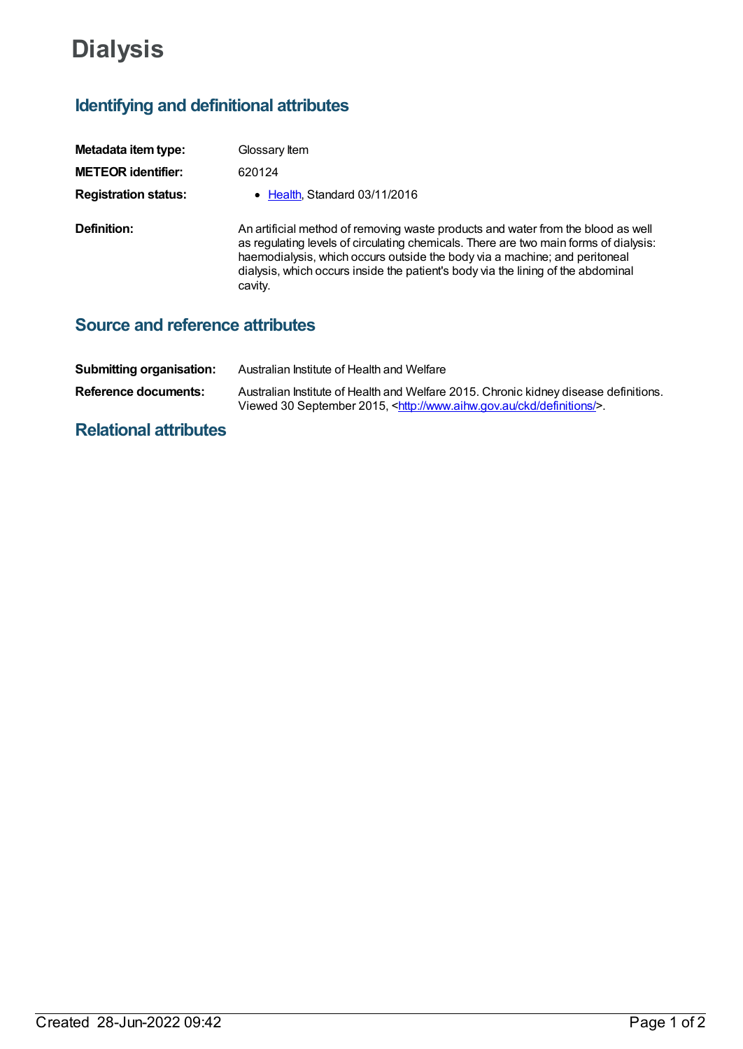# Dialysis

## Identifying and definitional attributes

**Metadata item type:** Glossary Item

**METEOR identifier:** 620124

**Registration status:**

- Health, Standard 03/11/2016

**Definition:** An artificial method of removing waste products and water from the blood as well as regulating levels of circulating chemicals. There are two main forms of dialysis: haemodialysis, which occurs outside the body via a machine; and peritoneal dialysis, which occurs inside the patient's body via the lining of the abdominal cavity.

## Source and reference attributes

**Submitting organisation:** Australian Institute of Health and Welfare

**Reference documents:** Australian Institute of Health and Welfare 2015. Chronic kidney disease definitions. Viewed 30 September 2015, <http://www.aihw.gov.au/ckd/definitions/>.

## Relational attributes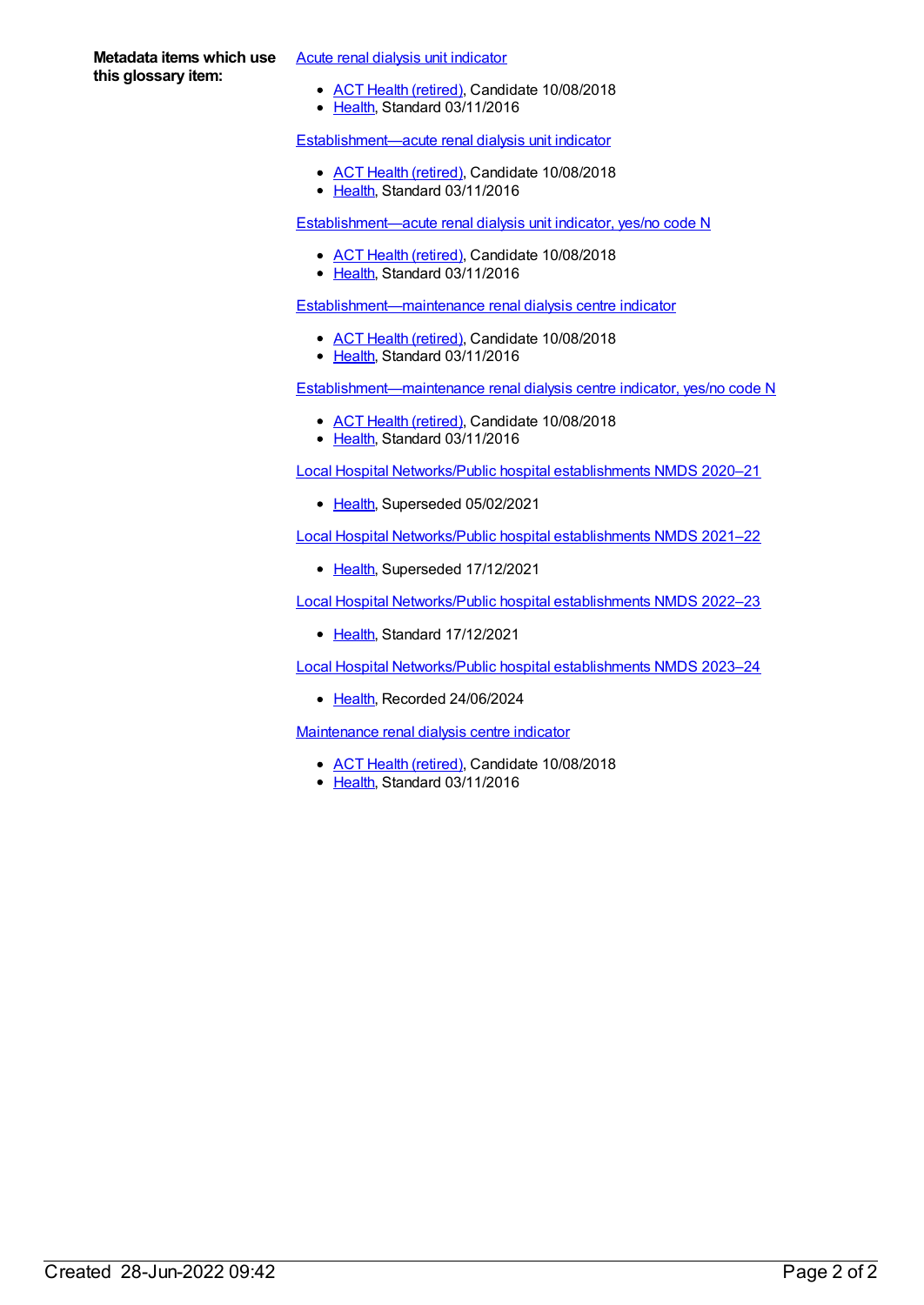**Metadata items which use this glossary item:**

Acute renal dialysis unit indicator

- ACT Health (retired), Candidate 10/08/2018
- Health, Standard 03/11/2016

Establishment—acute renal dialysis unit indicator

- ACT Health (retired), Candidate 10/08/2018
- Health, Standard 03/11/2016

Establishment—acute renal dialysis unit indicator, yes/no code N

- ACT Health (retired), Candidate 10/08/2018
- Health, Standard 03/11/2016

Establishment—maintenance renal dialysis centre indicator

- ACT Health (retired), Candidate 10/08/2018
- Health, Standard 03/11/2016

Establishment—maintenance renal dialysis centre indicator, yes/no code N

- ACT Health (retired), Candidate 10/08/2018
- Health, Standard 03/11/2016

Local Hospital Networks/Public hospital establishments NMDS 2020–21

- Health, Superseded 05/02/2021

Local Hospital Networks/Public hospital establishments NMDS 2021–22

- Health, Superseded 17/12/2021

Local Hospital Networks/Public hospital establishments NMDS 2022–23

- Health, Standard 17/12/2021

Local Hospital Networks/Public hospital establishments NMDS 2023–24

- Health, Recorded 24/06/2024

Maintenance renal dialysis centre indicator

- ACT Health (retired), Candidate 10/08/2018
- Health, Standard 03/11/2016